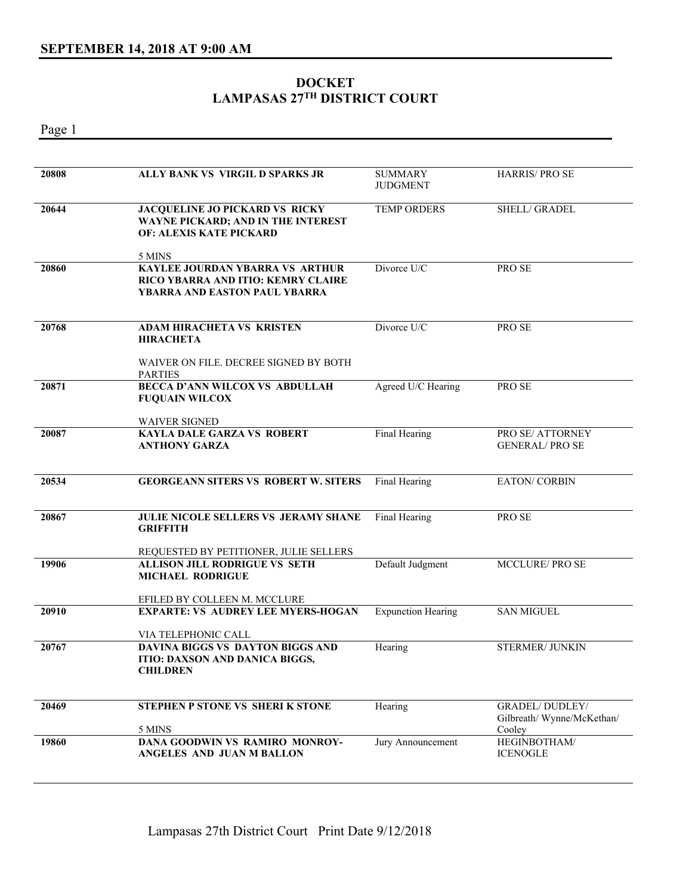## SEPTEMBER 14, 2018 AT 9:00 AM

# DOCKET
# LAMPASAS 27[TH] DISTRICT COURT

| | | | |
|---|---|---|---|
| **20808** | **ALLY BANK VS VIRGIL D SPARKS JR** | SUMMARY JUDGMENT | HARRIS/ PRO SE |
| **20644** | **JACQUELINE JO PICKARD VS RICKY WAYNE PICKARD; AND IN THE INTEREST OF: ALEXIS KATE PICKARD**<br><br>5 MINS | TEMP ORDERS | SHELL/ GRADEL |
| **20860** | **KAYLEE JOURDAN YBARRA VS ARTHUR RICO YBARRA AND ITIO: KEMRY CLAIRE YBARRA AND EASTON PAUL YBARRA** | Divorce U/C | PRO SE |
| **20768** | **ADAM HIRACHETA VS KRISTEN HIRACHETA**<br><br>WAIVER ON FILE. DECREE SIGNED BY BOTH PARTIES | Divorce U/C | PRO SE |
| **20871** | **BECCA D'ANN WILCOX VS ABDULLAH FUQUAIN WILCOX**<br><br>WAIVER SIGNED | Agreed U/C Hearing | PRO SE |
| **20087** | **KAYLA DALE GARZA VS ROBERT ANTHONY GARZA** | Final Hearing | PRO SE/ ATTORNEY GENERAL/ PRO SE |
| **20534** | **GEORGEANN SITERS VS ROBERT W. SITERS** | Final Hearing | EATON/ CORBIN |
| **20867** | **JULIE NICOLE SELLERS VS JERAMY SHANE GRIFFITH**<br><br>REQUESTED BY PETITIONER, JULIE SELLERS | Final Hearing | PRO SE |
| **19906** | **ALLISON JILL RODRIGUE VS SETH MICHAEL RODRIGUE**<br><br>EFILED BY COLLEEN M. MCCLURE | Default Judgment | MCCLURE/ PRO SE |
| **20910** | **EXPARTE: VS AUDREY LEE MYERS-HOGAN**<br><br>VIA TELEPHONIC CALL | Expunction Hearing | SAN MIGUEL |
| **20767** | **DAVINA BIGGS VS DAYTON BIGGS AND ITIO: DAXSON AND DANICA BIGGS, CHILDREN** | Hearing | STERMER/ JUNKIN |
| **20469** | **STEPHEN P STONE VS SHERI K STONE**<br><br>5 MINS | Hearing | GRADEL/ DUDLEY/ Gilbreath/ Wynne/McKethan/ Cooley |
| **19860** | **DANA GOODWIN VS RAMIRO MONROY-ANGELES AND JUAN M BALLON** | Jury Announcement | HEGINBOTHAM/ ICENOGLE |

Lampasas 27th District Court Print Date 9/12/2018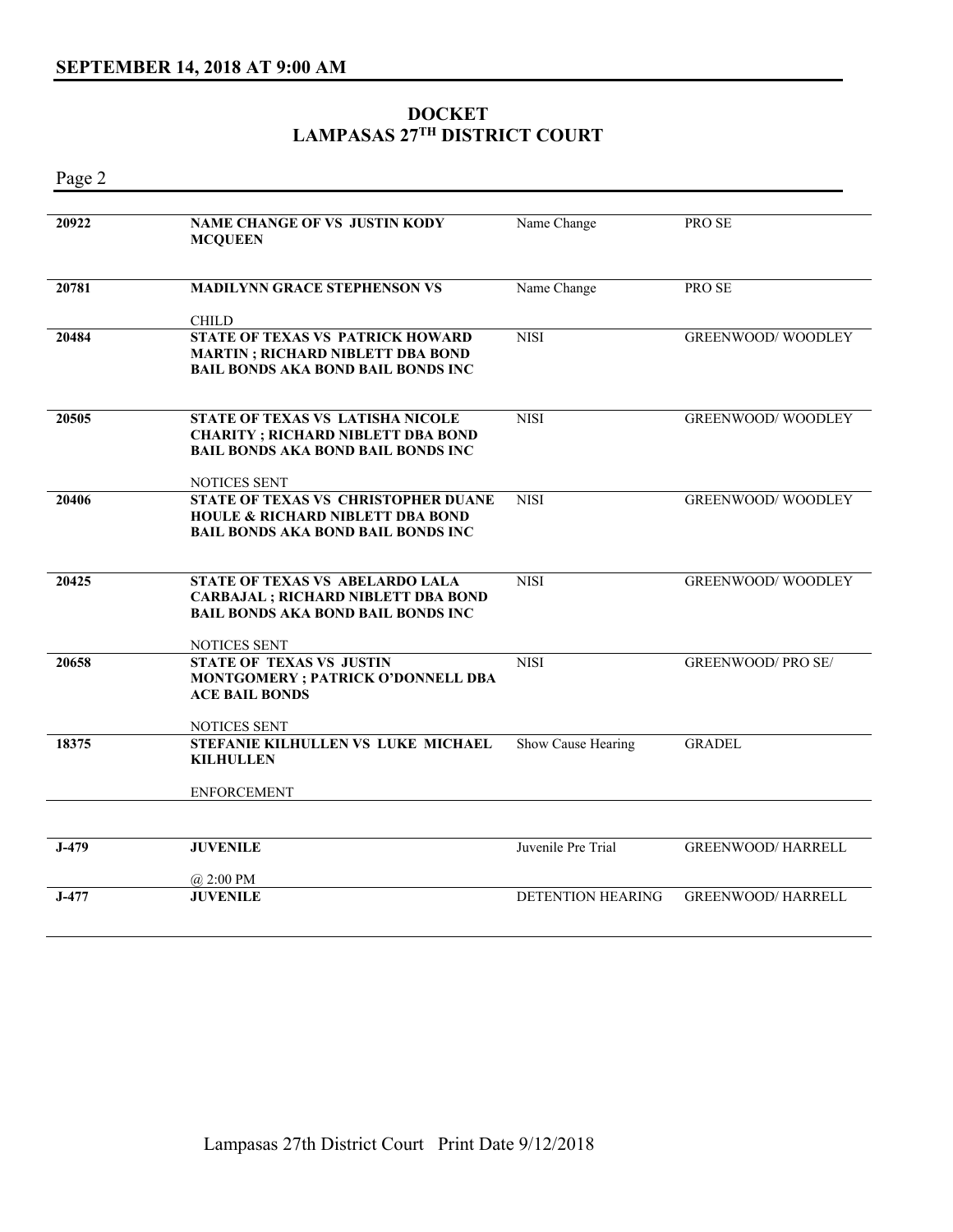## SEPTEMBER 14, 2018 AT 9:00 AM

# DOCKET
# LAMPASAS 27TH DISTRICT COURT

| | | | |
|---|---|---|---|
| 20922 | **NAME CHANGE OF VS JUSTIN KODY MCQUEEN** | Name Change | PRO SE |
| 20781 | **MADILYNN GRACE STEPHENSON VS**<br><br>CHILD | Name Change | PRO SE |
| 20484 | **STATE OF TEXAS VS PATRICK HOWARD MARTIN ; RICHARD NIBLETT DBA BOND BAIL BONDS AKA BOND BAIL BONDS INC** | NISI | GREENWOOD/ WOODLEY |
| 20505 | **STATE OF TEXAS VS LATISHA NICOLE CHARITY ; RICHARD NIBLETT DBA BOND BAIL BONDS AKA BOND BAIL BONDS INC**<br><br>NOTICES SENT | NISI | GREENWOOD/ WOODLEY |
| 20406 | **STATE OF TEXAS VS CHRISTOPHER DUANE HOULE & RICHARD NIBLETT DBA BOND BAIL BONDS AKA BOND BAIL BONDS INC** | NISI | GREENWOOD/ WOODLEY |
| 20425 | **STATE OF TEXAS VS ABELARDO LALA CARBAJAL ; RICHARD NIBLETT DBA BOND BAIL BONDS AKA BOND BAIL BONDS INC**<br><br>NOTICES SENT | NISI | GREENWOOD/ WOODLEY |
| 20658 | **STATE OF TEXAS VS JUSTIN MONTGOMERY ; PATRICK O'DONNELL DBA ACE BAIL BONDS**<br><br>NOTICES SENT | NISI | GREENWOOD/ PRO SE/ |
| 18375 | **STEFANIE KILHULLEN VS LUKE MICHAEL KILHULLEN**<br><br>ENFORCEMENT | Show Cause Hearing | GRADEL |
| J-479 | **JUVENILE**<br><br>@ 2:00 PM | Juvenile Pre Trial | GREENWOOD/ HARRELL |
| J-477 | **JUVENILE** | DETENTION HEARING | GREENWOOD/ HARRELL |

Lampasas 27th District Court Print Date 9/12/2018